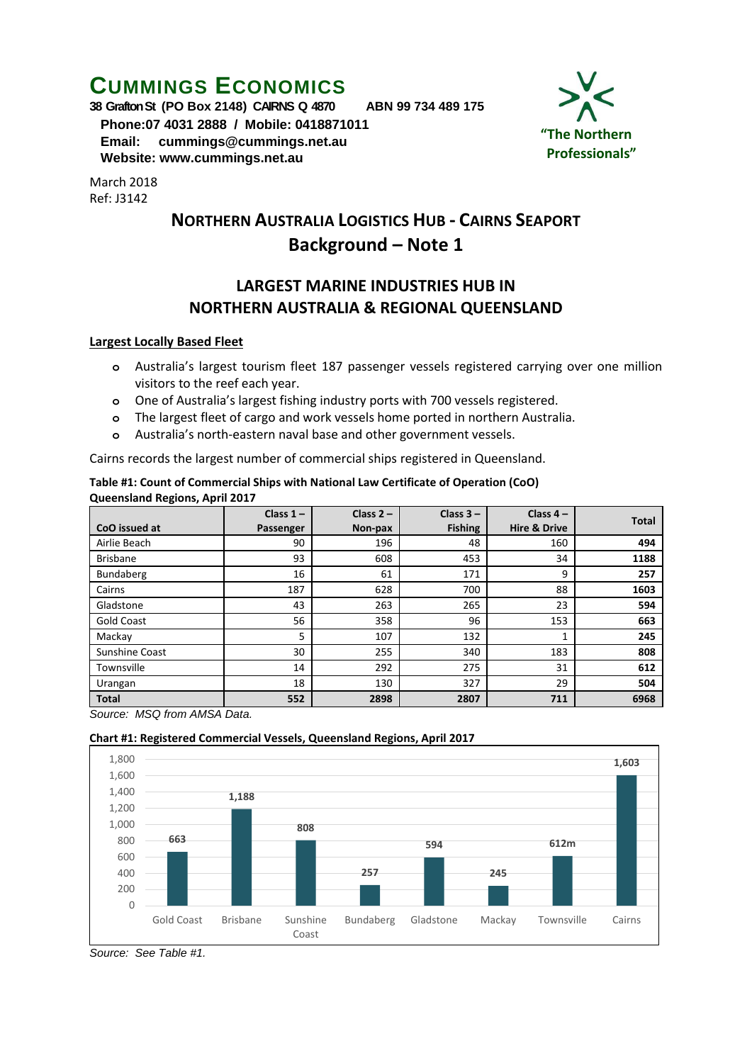# CUMMINGS ECONOMICS

**38 Grafton St (PO Box 2148) CAIRNS Q 4870 ABN 99 734 489 175**
**Phone:07 4031 2888 / Mobile: 0418871011**
**Email: cummings@cummings.net.au**
**Website: www.cummings.net.au**

**"The Northern Professionals"**

March 2018
Ref: J3142

## NORTHERN AUSTRALIA LOGISTICS HUB - CAIRNS SEAPORT

## Background – Note 1

### LARGEST MARINE INDUSTRIES HUB IN NORTHERN AUSTRALIA & REGIONAL QUEENSLAND

**Largest Locally Based Fleet**

- Australia's largest tourism fleet 187 passenger vessels registered carrying over one million visitors to the reef each year.
- One of Australia's largest fishing industry ports with 700 vessels registered.
- The largest fleet of cargo and work vessels home ported in northern Australia.
- Australia's north-eastern naval base and other government vessels.

Cairns records the largest number of commercial ships registered in Queensland.

**Table #1: Count of Commercial Ships with National Law Certificate of Operation (CoO) Queensland Regions, April 2017**

| CoO issued at | Class 1 – Passenger | Class 2 – Non-pax | Class 3 – Fishing | Class 4 – Hire & Drive | Total |
|---|---|---|---|---|---|
| Airlie Beach | 90 | 196 | 48 | 160 | **494** |
| Brisbane | 93 | 608 | 453 | 34 | **1188** |
| Bundaberg | 16 | 61 | 171 | 9 | **257** |
| Cairns | 187 | 628 | 700 | 88 | **1603** |
| Gladstone | 43 | 263 | 265 | 23 | **594** |
| Gold Coast | 56 | 358 | 96 | 153 | **663** |
| Mackay | 5 | 107 | 132 | 1 | **245** |
| Sunshine Coast | 30 | 255 | 340 | 183 | **808** |
| Townsville | 14 | 292 | 275 | 31 | **612** |
| Urangan | 18 | 130 | 327 | 29 | **504** |
| **Total** | **552** | **2898** | **2807** | **711** | **6968** |

*Source: MSQ from AMSA Data.*

**Chart #1: Registered Commercial Vessels, Queensland Regions, April 2017**

| Region | Registered Commercial Vessels |
|---|---|
| Gold Coast | 663 |
| Brisbane | 1,188 |
| Sunshine Coast | 808 |
| Bundaberg | 257 |
| Gladstone | 594 |
| Mackay | 245 |
| Townsville | 612m |
| Cairns | 1,603 |

*Source: See Table #1.*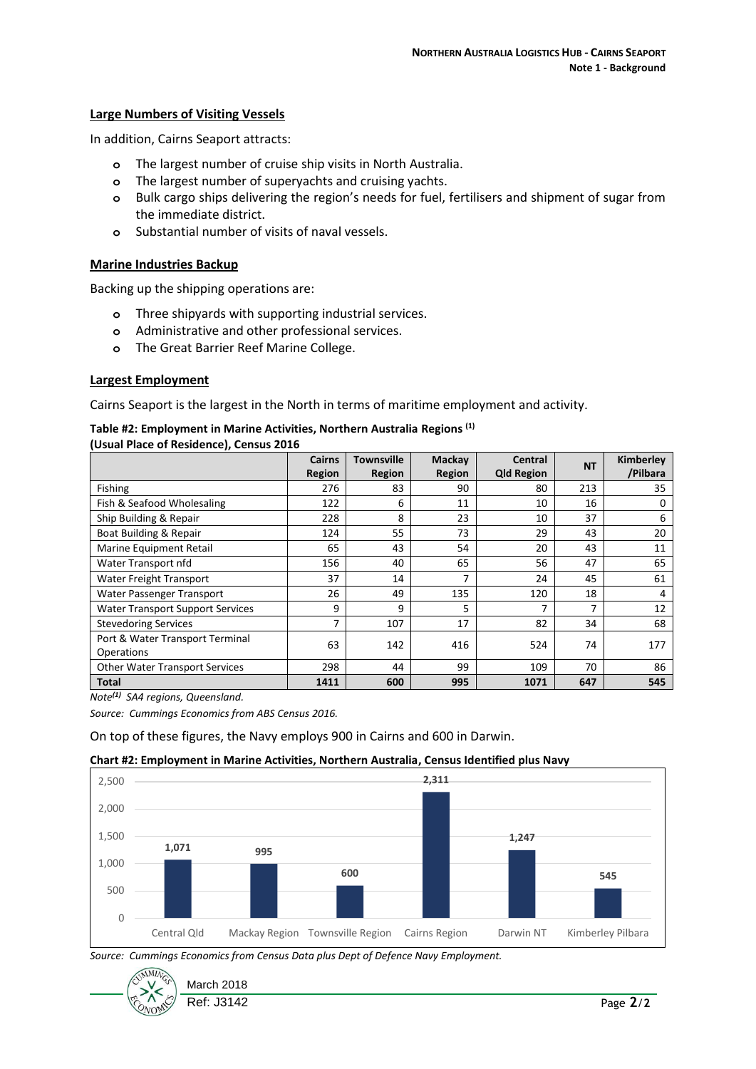### Large Numbers of Visiting Vessels

In addition, Cairns Seaport attracts:

- The largest number of cruise ship visits in North Australia.
- The largest number of superyachts and cruising yachts.
- Bulk cargo ships delivering the region's needs for fuel, fertilisers and shipment of sugar from the immediate district.
- Substantial number of visits of naval vessels.

### Marine Industries Backup

Backing up the shipping operations are:

- Three shipyards with supporting industrial services.
- Administrative and other professional services.
- The Great Barrier Reef Marine College.

### Largest Employment

Cairns Seaport is the largest in the North in terms of maritime employment and activity.

**Table #2: Employment in Marine Activities, Northern Australia Regions [(1)]**
**(Usual Place of Residence), Census 2016**

| | Cairns Region | Townsville Region | Mackay Region | Central Qld Region | NT | Kimberley /Pilbara |
|---|---|---|---|---|---|---|
| Fishing | 276 | 83 | 90 | 80 | 213 | 35 |
| Fish & Seafood Wholesaling | 122 | 6 | 11 | 10 | 16 | 0 |
| Ship Building & Repair | 228 | 8 | 23 | 10 | 37 | 6 |
| Boat Building & Repair | 124 | 55 | 73 | 29 | 43 | 20 |
| Marine Equipment Retail | 65 | 43 | 54 | 20 | 43 | 11 |
| Water Transport nfd | 156 | 40 | 65 | 56 | 47 | 65 |
| Water Freight Transport | 37 | 14 | 7 | 24 | 45 | 61 |
| Water Passenger Transport | 26 | 49 | 135 | 120 | 18 | 4 |
| Water Transport Support Services | 9 | 9 | 5 | 7 | 7 | 12 |
| Stevedoring Services | 7 | 107 | 17 | 82 | 34 | 68 |
| Port & Water Transport Terminal Operations | 63 | 142 | 416 | 524 | 74 | 177 |
| Other Water Transport Services | 298 | 44 | 99 | 109 | 70 | 86 |
| **Total** | **1411** | **600** | **995** | **1071** | **647** | **545** |

*Note[(1)] SA4 regions, Queensland.*

*Source: Cummings Economics from ABS Census 2016.*

On top of these figures, the Navy employs 900 in Cairns and 600 in Darwin.

**Chart #2: Employment in Marine Activities, Northern Australia, Census Identified plus Navy**

2,500
2,000
1,500
1,000
500
0

1,071 Central Qld
995 Mackay Region
600 Townsville Region
2,311 Cairns Region
1,247 Darwin NT
545 Kimberley Pilbara

*Source: Cummings Economics from Census Data plus Dept of Defence Navy Employment.*

March 2018
Ref: J3142